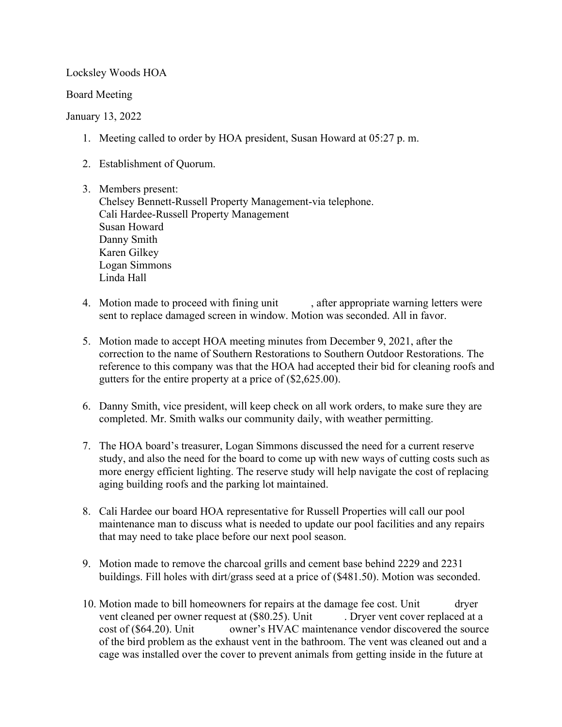Locksley Woods HOA

Board Meeting

January 13, 2022

1. Meeting called to order by HOA president, Susan Howard at 05:27 p. m.

2. Establishment of Quorum.

3. Members present:
   Chelsey Bennett-Russell Property Management-via telephone.
   Cali Hardee-Russell Property Management
   Susan Howard
   Danny Smith
   Karen Gilkey
   Logan Simmons
   Linda Hall

4. Motion made to proceed with fining unit , after appropriate warning letters were sent to replace damaged screen in window. Motion was seconded. All in favor.

5. Motion made to accept HOA meeting minutes from December 9, 2021, after the correction to the name of Southern Restorations to Southern Outdoor Restorations. The reference to this company was that the HOA had accepted their bid for cleaning roofs and gutters for the entire property at a price of ($2,625.00).

6. Danny Smith, vice president, will keep check on all work orders, to make sure they are completed. Mr. Smith walks our community daily, with weather permitting.

7. The HOA board's treasurer, Logan Simmons discussed the need for a current reserve study, and also the need for the board to come up with new ways of cutting costs such as more energy efficient lighting. The reserve study will help navigate the cost of replacing aging building roofs and the parking lot maintained.

8. Cali Hardee our board HOA representative for Russell Properties will call our pool maintenance man to discuss what is needed to update our pool facilities and any repairs that may need to take place before our next pool season.

9. Motion made to remove the charcoal grills and cement base behind 2229 and 2231 buildings. Fill holes with dirt/grass seed at a price of ($481.50). Motion was seconded.

10. Motion made to bill homeowners for repairs at the damage fee cost. Unit dryer vent cleaned per owner request at ($80.25). Unit . Dryer vent cover replaced at a cost of ($64.20). Unit owner's HVAC maintenance vendor discovered the source of the bird problem as the exhaust vent in the bathroom. The vent was cleaned out and a cage was installed over the cover to prevent animals from getting inside in the future at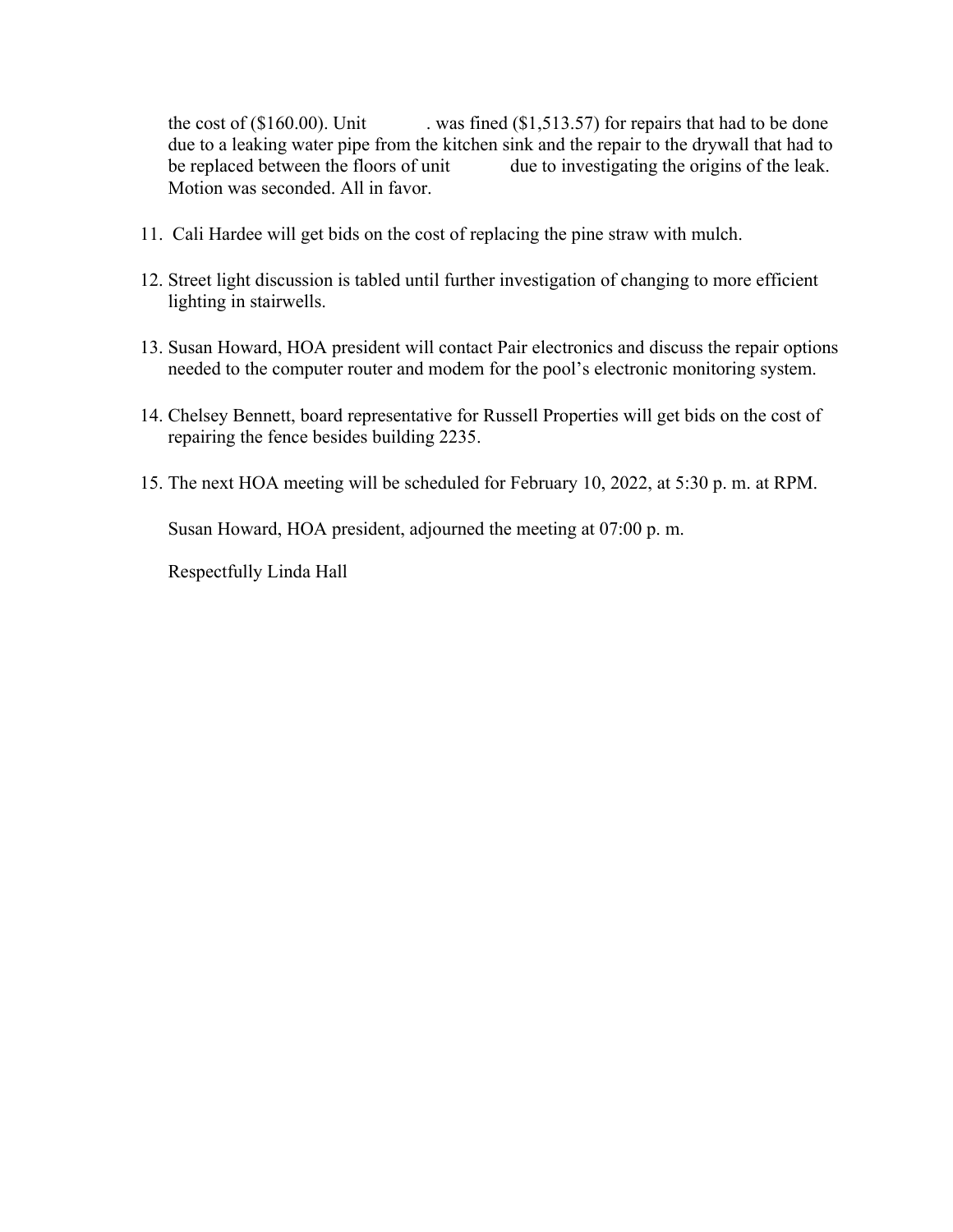the cost of ($160.00). Unit . was fined ($1,513.57) for repairs that had to be done due to a leaking water pipe from the kitchen sink and the repair to the drywall that had to be replaced between the floors of unit due to investigating the origins of the leak. Motion was seconded. All in favor.

11. Cali Hardee will get bids on the cost of replacing the pine straw with mulch.

12. Street light discussion is tabled until further investigation of changing to more efficient lighting in stairwells.

13. Susan Howard, HOA president will contact Pair electronics and discuss the repair options needed to the computer router and modem for the pool's electronic monitoring system.

14. Chelsey Bennett, board representative for Russell Properties will get bids on the cost of repairing the fence besides building 2235.

15. The next HOA meeting will be scheduled for February 10, 2022, at 5:30 p. m. at RPM.

Susan Howard, HOA president, adjourned the meeting at 07:00 p. m.

Respectfully Linda Hall